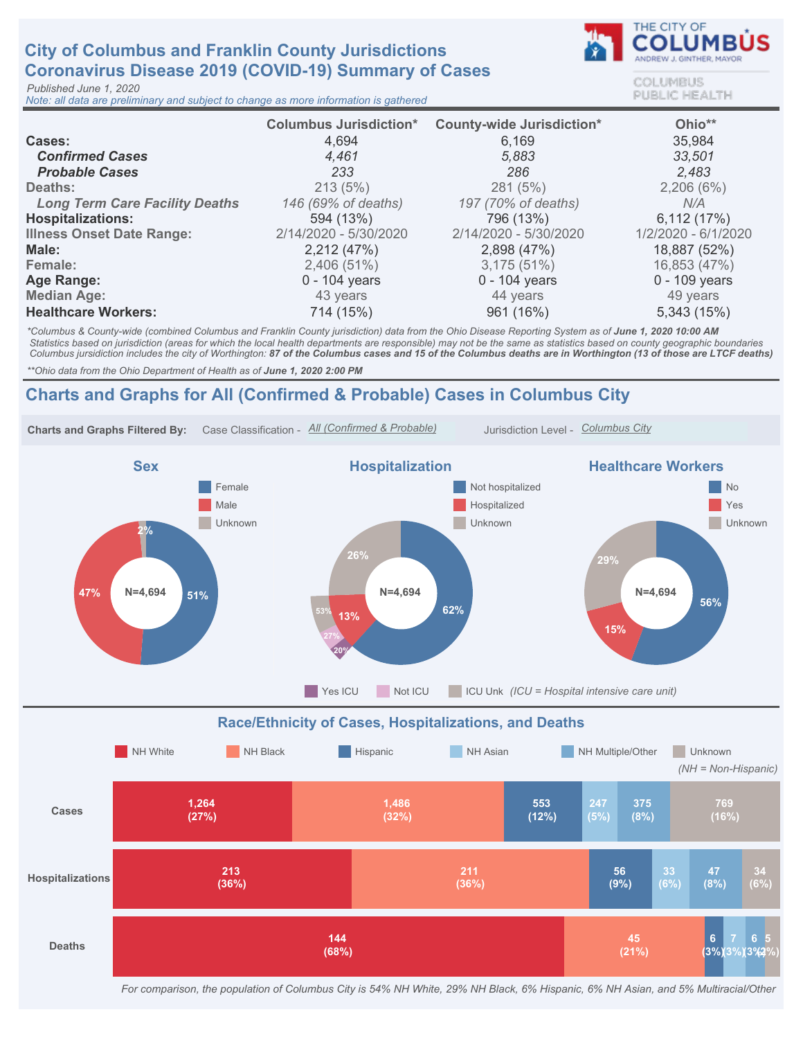# City of Columbus and Franklin County Jurisdictions
# Coronavirus Disease 2019 (COVID-19) Summary of Cases

THE CITY OF COLUMBUS
ANDREW J. GINTHER, MAYOR
COLUMBUS PUBLIC HEALTH

*Published June 1, 2020*
*Note: all data are preliminary and subject to change as more information is gathered*

| | Columbus Jurisdiction* | County-wide Jurisdiction* | Ohio** |
|---|---|---|---|
| **Cases:** | 4,694 | 6,169 | 35,984 |
| ***Confirmed Cases*** | *4,461* | *5,883* | *33,501* |
| ***Probable Cases*** | *233* | *286* | *2,483* |
| **Deaths:** | 213 (5%) | 281 (5%) | 2,206 (6%) |
| ***Long Term Care Facility Deaths*** | *146 (69% of deaths)* | *197 (70% of deaths)* | *N/A* |
| **Hospitalizations:** | 594 (13%) | 796 (13%) | 6,112 (17%) |
| **Illness Onset Date Range:** | 2/14/2020 - 5/30/2020 | 2/14/2020 - 5/30/2020 | 1/2/2020 - 6/1/2020 |
| **Male:** | 2,212 (47%) | 2,898 (47%) | 18,887 (52%) |
| **Female:** | 2,406 (51%) | 3,175 (51%) | 16,853 (47%) |
| **Age Range:** | 0 - 104 years | 0 - 104 years | 0 - 109 years |
| **Median Age:** | 43 years | 44 years | 49 years |
| **Healthcare Workers:** | 714 (15%) | 961 (16%) | 5,343 (15%) |

*\*Columbus & County-wide (combined Columbus and Franklin County jurisdiction) data from the Ohio Disease Reporting System as of **June 1, 2020 10:00 AM***
*Statistics based on jurisdiction (areas for which the local health departments are responsible) may not be the same as statistics based on county geographic boundaries*
*Columbus jurisdiction includes the city of Worthington: **87 of the Columbus cases and 15 of the Columbus deaths are in Worthington (13 of those are LTCF deaths)***

*\*\*Ohio data from the Ohio Department of Health as of **June 1, 2020 2:00 PM***

## Charts and Graphs for All (Confirmed & Probable) Cases in Columbus City

**Charts and Graphs Filtered By:** Case Classification - All (Confirmed & Probable) Jurisdiction Level - Columbus City

### Sex

N=4,694

| Category | Percent |
|---|---|
| Female | 51% |
| Male | 47% |
| Unknown | 2% |

### Hospitalization

N=4,694

| Category | Percent |
|---|---|
| Not hospitalized | 62% |
| Hospitalized | 13% |
| Unknown | 26% |

Hospitalized breakdown: Yes ICU 20%, Not ICU 27%, ICU Unk 53% *(ICU = Hospital intensive care unit)*

### Healthcare Workers

N=4,694

| Category | Percent |
|---|---|
| No | 56% |
| Yes | 15% |
| Unknown | 29% |

### Race/Ethnicity of Cases, Hospitalizations, and Deaths

*(NH = Non-Hispanic)*

| | NH White | NH Black | Hispanic | NH Asian | NH Multiple/Other | Unknown |
|---|---|---|---|---|---|---|
| Cases | 1,264 (27%) | 1,486 (32%) | 553 (12%) | 247 (5%) | 375 (8%) | 769 (16%) |
| Hospitalizations | 213 (36%) | 211 (36%) | 56 (9%) | 33 (6%) | 47 (8%) | 34 (6%) |
| Deaths | 144 (68%) | 45 (21%) | 6 (3%) | 7 (3%) | 6 (3%) | 5 (2%) |

*For comparison, the population of Columbus City is 54% NH White, 29% NH Black, 6% Hispanic, 6% NH Asian, and 5% Multiracial/Other*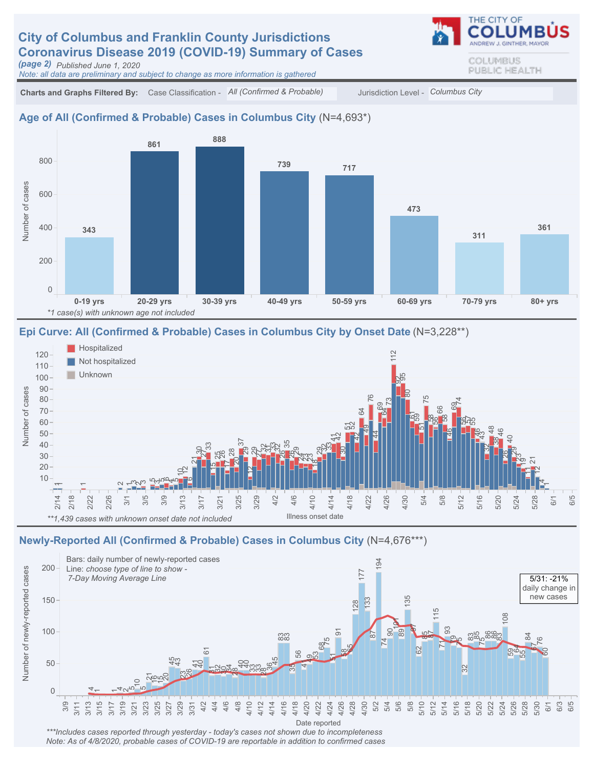# City of Columbus and Franklin County Jurisdictions Coronavirus Disease 2019 (COVID-19) Summary of Cases

*(page 2)* Published June 1, 2020

*Note: all data are preliminary and subject to change as more information is gathered*

THE CITY OF COLUMBUS
ANDREW J. GINTHER, MAYOR

COLUMBUS PUBLIC HEALTH

**Charts and Graphs Filtered By:** Case Classification - *All (Confirmed & Probable)* Jurisdiction Level - *Columbus City*

## Age of All (Confirmed & Probable) Cases in Columbus City (N=4,693*)

| Age group | Number of cases |
|---|---|
| 0-19 yrs | 343 |
| 20-29 yrs | 861 |
| 30-39 yrs | 888 |
| 40-49 yrs | 739 |
| 50-59 yrs | 717 |
| 60-69 yrs | 473 |
| 70-79 yrs | 311 |
| 80+ yrs | 361 |

*\*1 case(s) with unknown age not included*

## Epi Curve: All (Confirmed & Probable) Cases in Columbus City by Onset Date (N=3,228**)

Legend: Hospitalized; Not hospitalized; Unknown

Y-axis: Number of cases. X-axis: Illness onset date (2/14 – 6/5)

*\*\*1,439 cases with unknown onset date not included*

## Newly-Reported All (Confirmed & Probable) Cases in Columbus City (N=4,676***)

Bars: daily number of newly-reported cases

Line: *choose type of line to show - 7-Day Moving Average Line*

5/31: -21% daily change in new cases

Y-axis: Number of newly-reported cases. X-axis: Date reported (3/9 – 6/5)

*\*\*\*Includes cases reported through yesterday - today's cases not shown due to incompleteness*

*Note: As of 4/8/2020, probable cases of COVID-19 are reportable in addition to confirmed cases*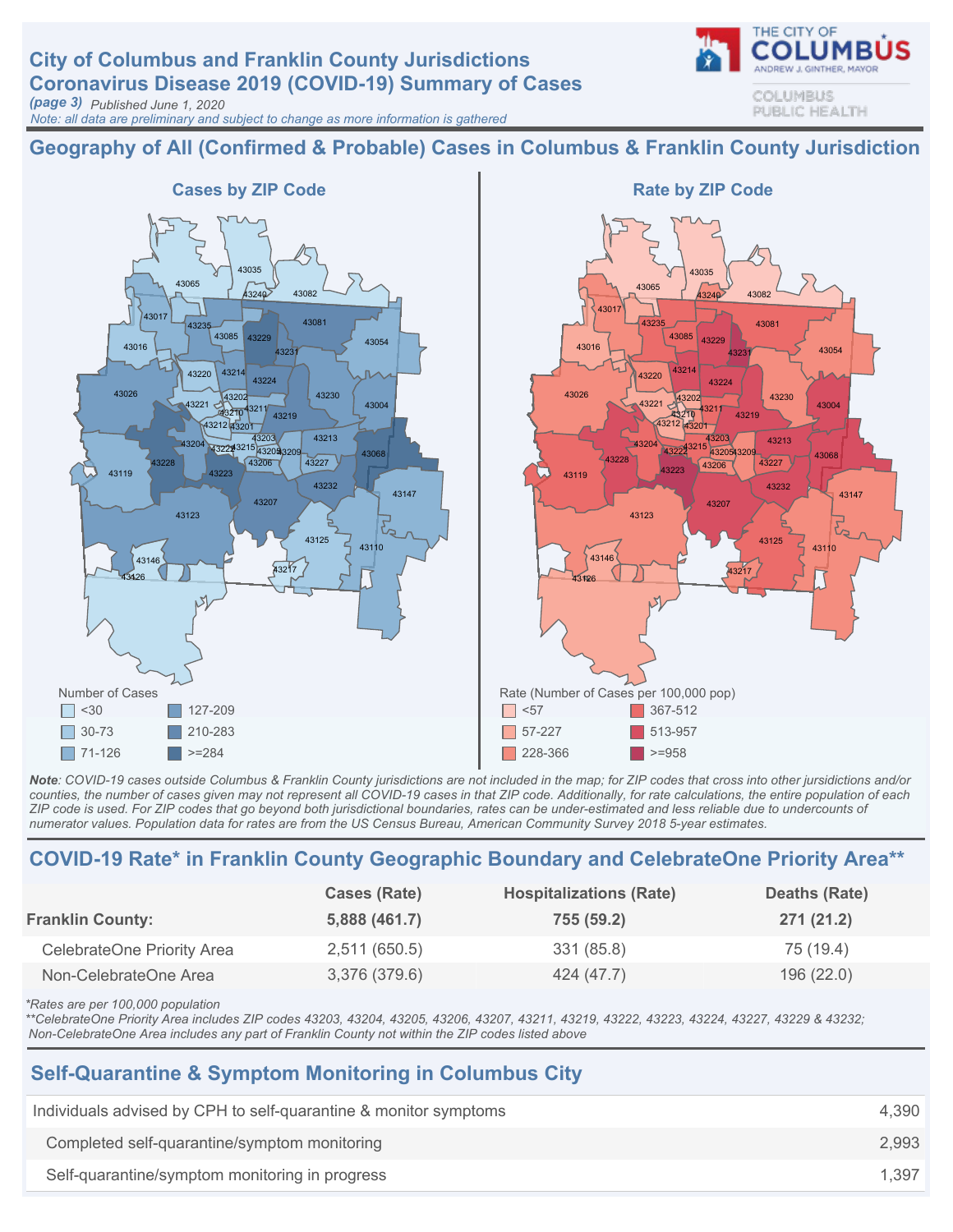# City of Columbus and Franklin County Jurisdictions
# Coronavirus Disease 2019 (COVID-19) Summary of Cases

*(page 3)* *Published June 1, 2020*

*Note: all data are preliminary and subject to change as more information is gathered*

THE CITY OF COLUMBUS
ANDREW J. GINTHER, MAYOR
COLUMBUS PUBLIC HEALTH

## Geography of All (Confirmed & Probable) Cases in Columbus & Franklin County Jurisdiction

### Cases by ZIP Code

43035
43065
43240
43082
43017
43235
43081
43085
43229
43016
43231
43054
43220
43214
43224
43026
43221
43202
43230
43004
43211
43210
43219
43212
43201
43203
43213
43204
43222
43215
43205
43209
43068
43228
43206
43227
43119
43223
43232
43147
43207
43123
43125
43110
43146
43217
43126

Number of Cases
<30
30-73
71-126
127-209
210-283
>=284

### Rate by ZIP Code

43035
43065
43240
43082
43017
43235
43081
43085
43229
43016
43231
43054
43220
43214
43224
43026
43221
43202
43230
43004
43211
43210
43219
43212
43201
43203
43213
43204
43222
43215
43205
43209
43068
43228
43206
43227
43119
43223
43232
43147
43207
43123
43125
43110
43146
43217
43126

Rate (Number of Cases per 100,000 pop)
<57
57-227
228-366
367-512
513-957
>=958

***Note**: COVID-19 cases outside Columbus & Franklin County jurisdictions are not included in the map; for ZIP codes that cross into other jursidictions and/or counties, the number of cases given may not represent all COVID-19 cases in that ZIP code. Additionally, for rate calculations, the entire population of each ZIP code is used. For ZIP codes that go beyond both jurisdictional boundaries, rates can be under-estimated and less reliable due to undercounts of numerator values. Population data for rates are from the US Census Bureau, American Community Survey 2018 5-year estimates.*

## COVID-19 Rate* in Franklin County Geographic Boundary and CelebrateOne Priority Area**

| | Cases (Rate) | Hospitalizations (Rate) | Deaths (Rate) |
|---|---|---|---|
| **Franklin County:** | **5,888 (461.7)** | **755 (59.2)** | **271 (21.2)** |
| CelebrateOne Priority Area | 2,511 (650.5) | 331 (85.8) | 75 (19.4) |
| Non-CelebrateOne Area | 3,376 (379.6) | 424 (47.7) | 196 (22.0) |

*\*Rates are per 100,000 population*

*\*\*CelebrateOne Priority Area includes ZIP codes 43203, 43204, 43205, 43206, 43207, 43211, 43219, 43222, 43223, 43224, 43227, 43229 & 43232; Non-CelebrateOne Area includes any part of Franklin County not within the ZIP codes listed above*

## Self-Quarantine & Symptom Monitoring in Columbus City

| | |
|---|---|
| Individuals advised by CPH to self-quarantine & monitor symptoms | 4,390 |
| Completed self-quarantine/symptom monitoring | 2,993 |
| Self-quarantine/symptom monitoring in progress | 1,397 |